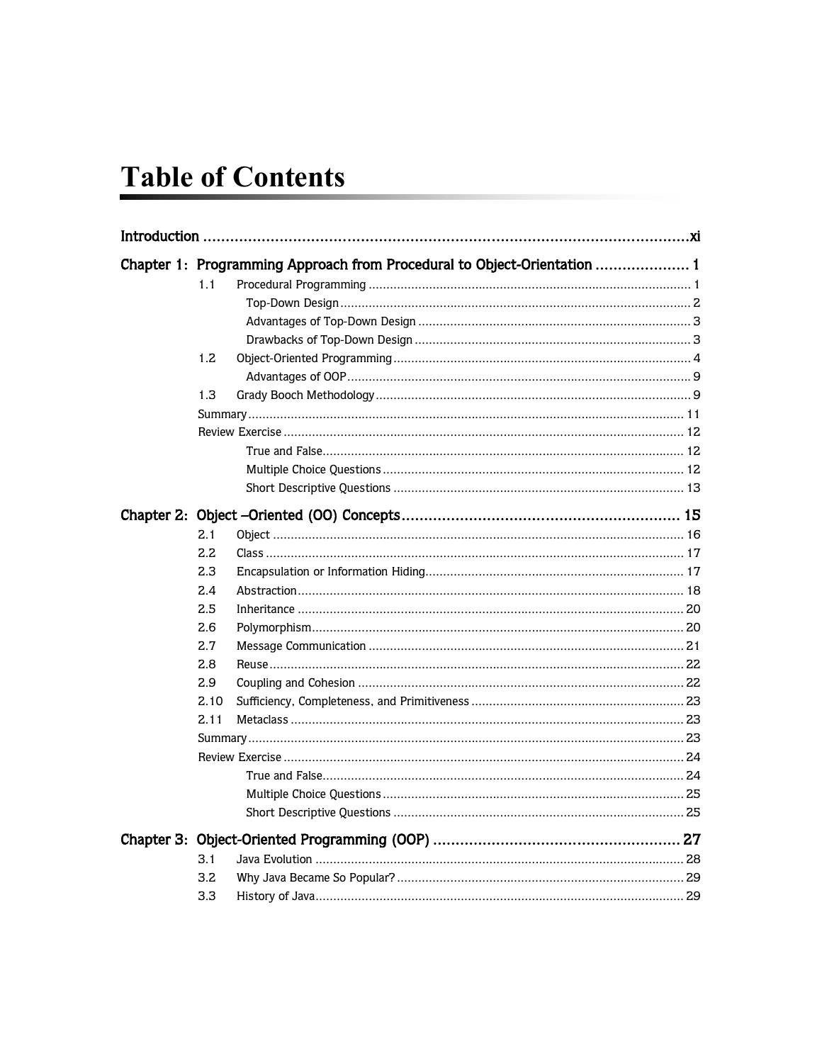# Table of Contents

**Introduction** ............................................................ **xi**

**Chapter 1: Programming Approach from Procedural to Object-Orientation** .................... **1**

- 1.1 Procedural Programming ............................................................ 1
  - Top-Down Design ............................................................ 2
  - Advantages of Top-Down Design ............................................................ 3
  - Drawbacks of Top-Down Design ............................................................ 3
- 1.2 Object-Oriented Programming ............................................................ 4
  - Advantages of OOP ............................................................ 9
- 1.3 Grady Booch Methodology ............................................................ 9
- Summary ............................................................ 11
- Review Exercise ............................................................ 12
  - True and False ............................................................ 12
  - Multiple Choice Questions ............................................................ 12
  - Short Descriptive Questions ............................................................ 13

**Chapter 2: Object –Oriented (OO) Concepts** ............................................................ **15**

- 2.1 Object ............................................................ 16
- 2.2 Class ............................................................ 17
- 2.3 Encapsulation or Information Hiding ............................................................ 17
- 2.4 Abstraction ............................................................ 18
- 2.5 Inheritance ............................................................ 20
- 2.6 Polymorphism ............................................................ 20
- 2.7 Message Communication ............................................................ 21
- 2.8 Reuse ............................................................ 22
- 2.9 Coupling and Cohesion ............................................................ 22
- 2.10 Sufficiency, Completeness, and Primitiveness ............................................................ 23
- 2.11 Metaclass ............................................................ 23
- Summary ............................................................ 23
- Review Exercise ............................................................ 24
  - True and False ............................................................ 24
  - Multiple Choice Questions ............................................................ 25
  - Short Descriptive Questions ............................................................ 25

**Chapter 3: Object-Oriented Programming (OOP)** ............................................................ **27**

- 3.1 Java Evolution ............................................................ 28
- 3.2 Why Java Became So Popular? ............................................................ 29
- 3.3 History of Java ............................................................ 29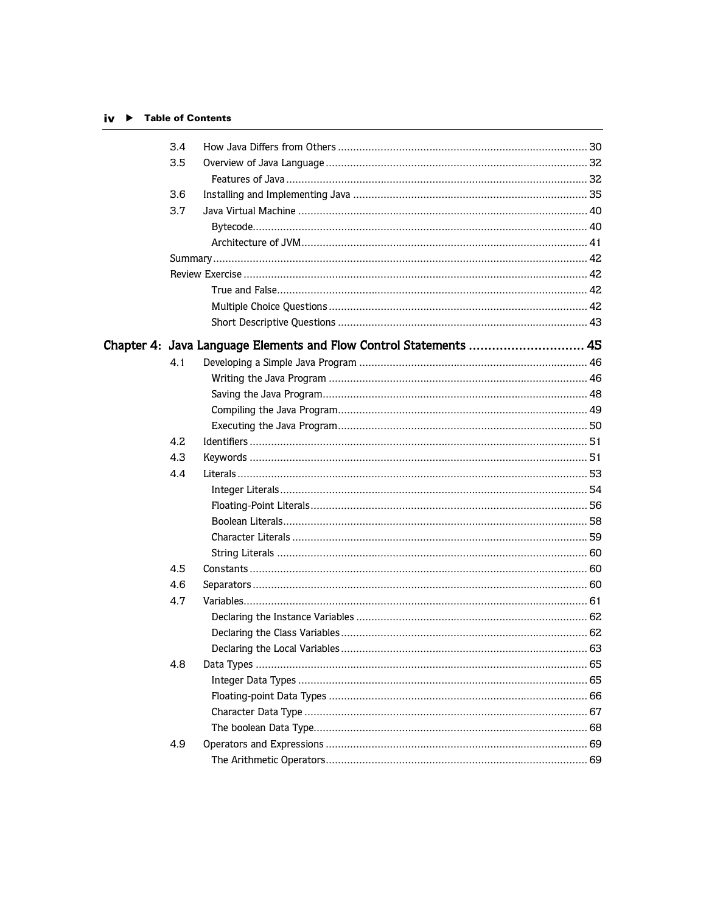3.4 How Java Differs from Others ..... 30

3.5 Overview of Java Language ..... 32

- Features of Java ..... 32

3.6 Installing and Implementing Java ..... 35

3.7 Java Virtual Machine ..... 40

- Bytecode ..... 40
- Architecture of JVM ..... 41

Summary ..... 42

Review Exercise ..... 42

- True and False ..... 42
- Multiple Choice Questions ..... 42
- Short Descriptive Questions ..... 43

## Chapter 4: Java Language Elements and Flow Control Statements ..... 45

4.1 Developing a Simple Java Program ..... 46

- Writing the Java Program ..... 46
- Saving the Java Program ..... 48
- Compiling the Java Program ..... 49
- Executing the Java Program ..... 50

4.2 Identifiers ..... 51

4.3 Keywords ..... 51

4.4 Literals ..... 53

- Integer Literals ..... 54
- Floating-Point Literals ..... 56
- Boolean Literals ..... 58
- Character Literals ..... 59
- String Literals ..... 60

4.5 Constants ..... 60

4.6 Separators ..... 60

4.7 Variables ..... 61

- Declaring the Instance Variables ..... 62
- Declaring the Class Variables ..... 62
- Declaring the Local Variables ..... 63

4.8 Data Types ..... 65

- Integer Data Types ..... 65
- Floating-point Data Types ..... 66
- Character Data Type ..... 67
- The boolean Data Type ..... 68

4.9 Operators and Expressions ..... 69

- The Arithmetic Operators ..... 69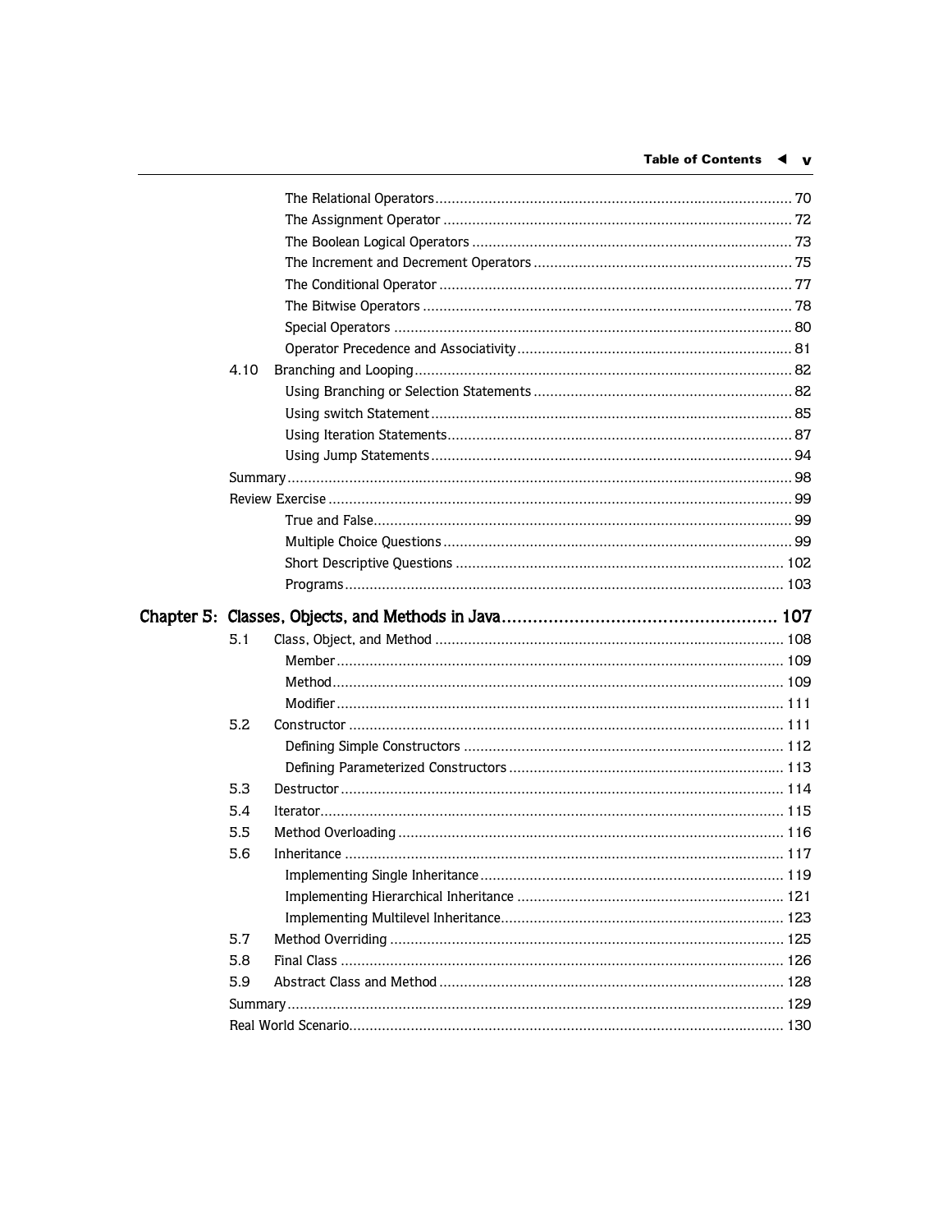- The Relational Operators .... 70
- The Assignment Operator .... 72
- The Boolean Logical Operators .... 73
- The Increment and Decrement Operators .... 75
- The Conditional Operator .... 77
- The Bitwise Operators .... 78
- Special Operators .... 80
- Operator Precedence and Associativity .... 81

4.10 Branching and Looping .... 82
- Using Branching or Selection Statements .... 82
- Using switch Statement .... 85
- Using Iteration Statements .... 87
- Using Jump Statements .... 94

Summary .... 98

Review Exercise .... 99
- True and False .... 99
- Multiple Choice Questions .... 99
- Short Descriptive Questions .... 102
- Programs .... 103

## Chapter 5: Classes, Objects, and Methods in Java .... 107

5.1 Class, Object, and Method .... 108
- Member .... 109
- Method .... 109
- Modifier .... 111

5.2 Constructor .... 111
- Defining Simple Constructors .... 112
- Defining Parameterized Constructors .... 113

5.3 Destructor .... 114

5.4 Iterator .... 115

5.5 Method Overloading .... 116

5.6 Inheritance .... 117
- Implementing Single Inheritance .... 119
- Implementing Hierarchical Inheritance .... 121
- Implementing Multilevel Inheritance .... 123

5.7 Method Overriding .... 125

5.8 Final Class .... 126

5.9 Abstract Class and Method .... 128

Summary .... 129

Real World Scenario .... 130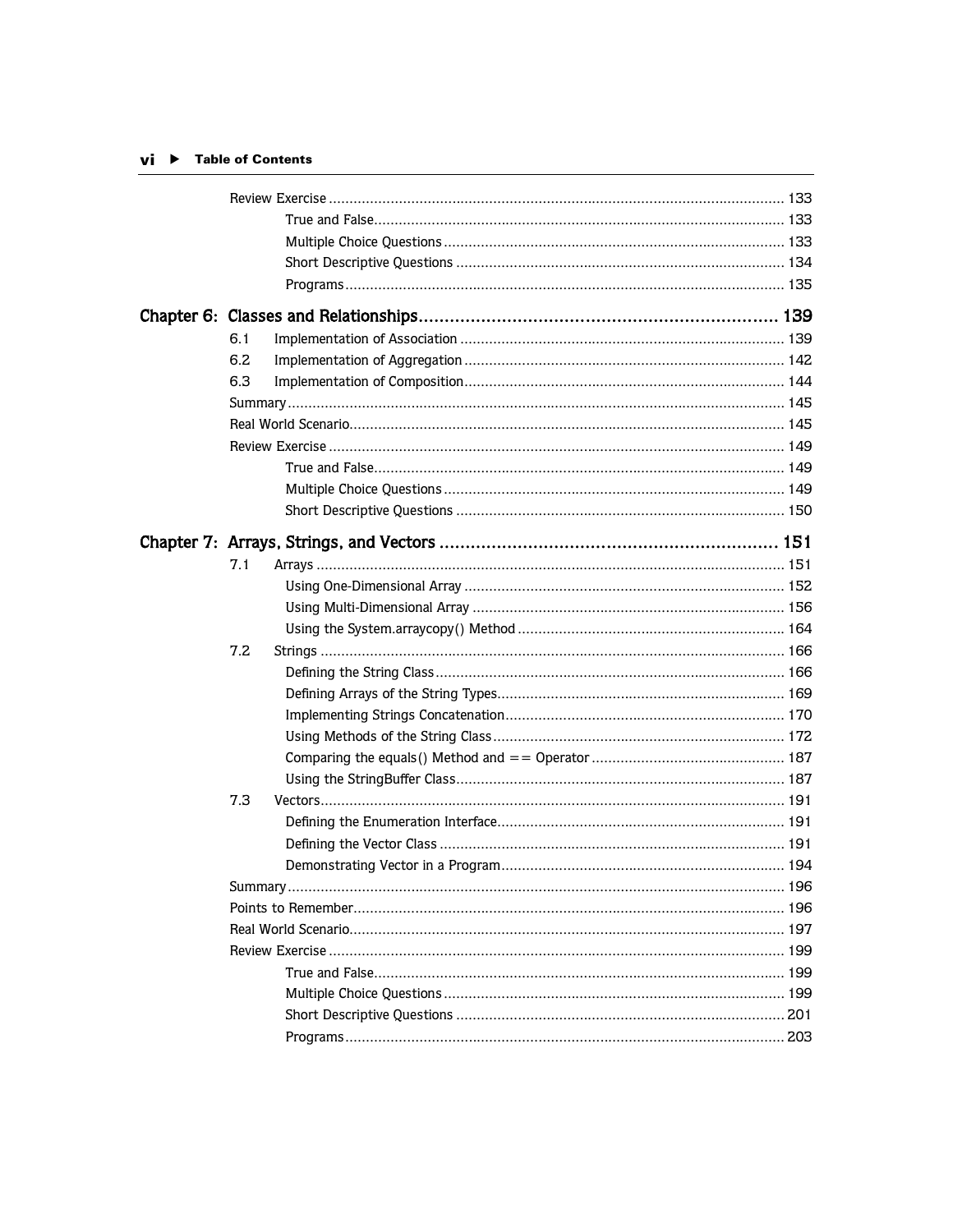Review Exercise ........................................................................ 133

- True and False ........................................................................ 133
- Multiple Choice Questions ........................................................................ 133
- Short Descriptive Questions ........................................................................ 134
- Programs ........................................................................ 135

## Chapter 6: Classes and Relationships ........................................................................ 139

6.1 Implementation of Association ........................................................................ 139

6.2 Implementation of Aggregation ........................................................................ 142

6.3 Implementation of Composition ........................................................................ 144

Summary ........................................................................ 145

Real World Scenario ........................................................................ 145

Review Exercise ........................................................................ 149

- True and False ........................................................................ 149
- Multiple Choice Questions ........................................................................ 149
- Short Descriptive Questions ........................................................................ 150

## Chapter 7: Arrays, Strings, and Vectors ........................................................................ 151

7.1 Arrays ........................................................................ 151

- Using One-Dimensional Array ........................................................................ 152
- Using Multi-Dimensional Array ........................................................................ 156
- Using the System.arraycopy() Method ........................................................................ 164

7.2 Strings ........................................................................ 166

- Defining the String Class ........................................................................ 166
- Defining Arrays of the String Types ........................................................................ 169
- Implementing Strings Concatenation ........................................................................ 170
- Using Methods of the String Class ........................................................................ 172
- Comparing the equals() Method and == Operator ........................................................................ 187
- Using the StringBuffer Class ........................................................................ 187

7.3 Vectors ........................................................................ 191

- Defining the Enumeration Interface ........................................................................ 191
- Defining the Vector Class ........................................................................ 191
- Demonstrating Vector in a Program ........................................................................ 194

Summary ........................................................................ 196

Points to Remember ........................................................................ 196

Real World Scenario ........................................................................ 197

Review Exercise ........................................................................ 199

- True and False ........................................................................ 199
- Multiple Choice Questions ........................................................................ 199
- Short Descriptive Questions ........................................................................ 201
- Programs ........................................................................ 203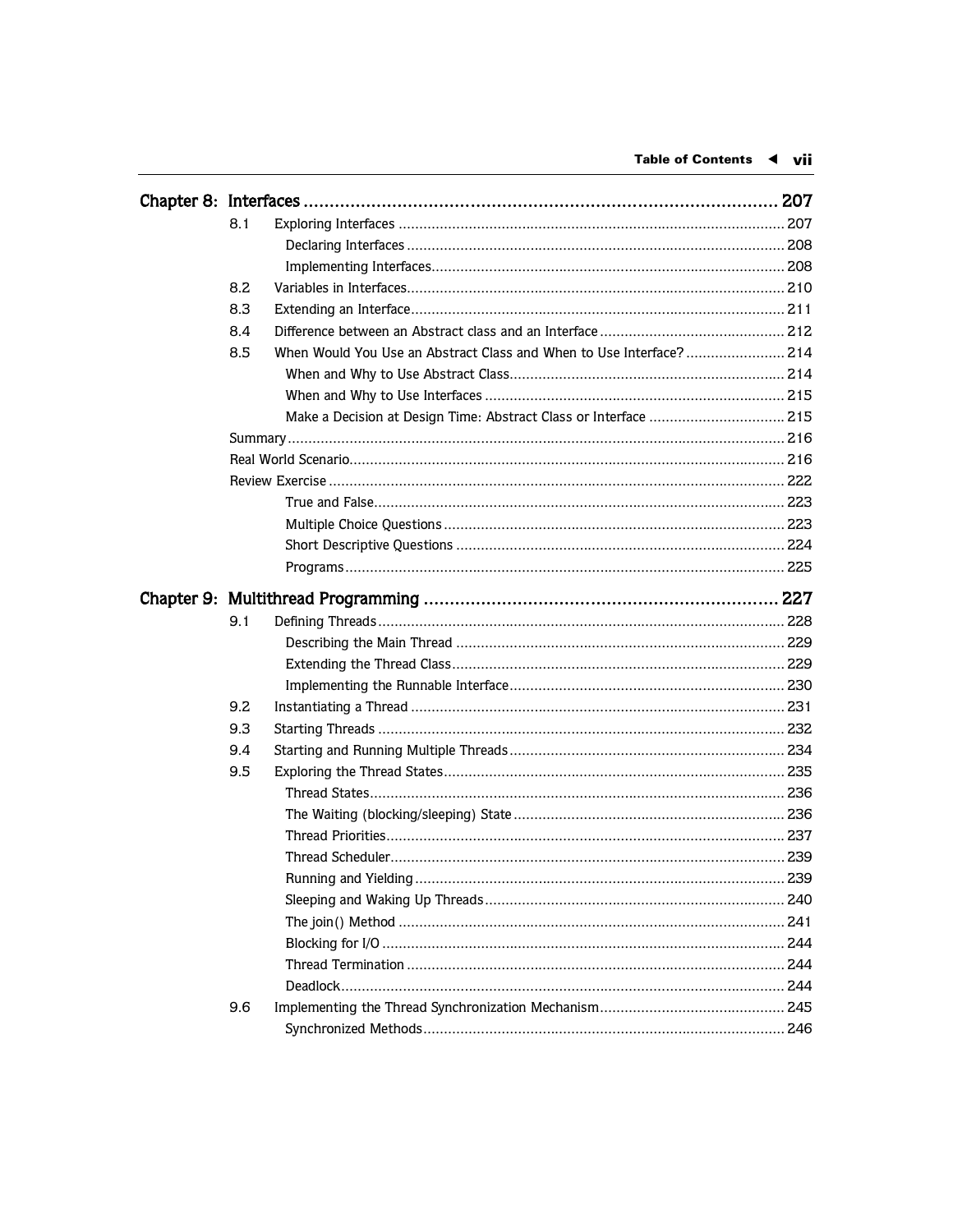## Chapter 8: Interfaces ..... 207

- 8.1 Exploring Interfaces ..... 207
  - Declaring Interfaces ..... 208
  - Implementing Interfaces ..... 208
- 8.2 Variables in Interfaces ..... 210
- 8.3 Extending an Interface ..... 211
- 8.4 Difference between an Abstract class and an Interface ..... 212
- 8.5 When Would You Use an Abstract Class and When to Use Interface? ..... 214
  - When and Why to Use Abstract Class ..... 214
  - When and Why to Use Interfaces ..... 215
  - Make a Decision at Design Time: Abstract Class or Interface ..... 215
- Summary ..... 216
- Real World Scenario ..... 216
- Review Exercise ..... 222
  - True and False ..... 223
  - Multiple Choice Questions ..... 223
  - Short Descriptive Questions ..... 224
  - Programs ..... 225

## Chapter 9: Multithread Programming ..... 227

- 9.1 Defining Threads ..... 228
  - Describing the Main Thread ..... 229
  - Extending the Thread Class ..... 229
  - Implementing the Runnable Interface ..... 230
- 9.2 Instantiating a Thread ..... 231
- 9.3 Starting Threads ..... 232
- 9.4 Starting and Running Multiple Threads ..... 234
- 9.5 Exploring the Thread States ..... 235
  - Thread States ..... 236
  - The Waiting (blocking/sleeping) State ..... 236
  - Thread Priorities ..... 237
  - Thread Scheduler ..... 239
  - Running and Yielding ..... 239
  - Sleeping and Waking Up Threads ..... 240
  - The join() Method ..... 241
  - Blocking for I/O ..... 244
  - Thread Termination ..... 244
  - Deadlock ..... 244
- 9.6 Implementing the Thread Synchronization Mechanism ..... 245
  - Synchronized Methods ..... 246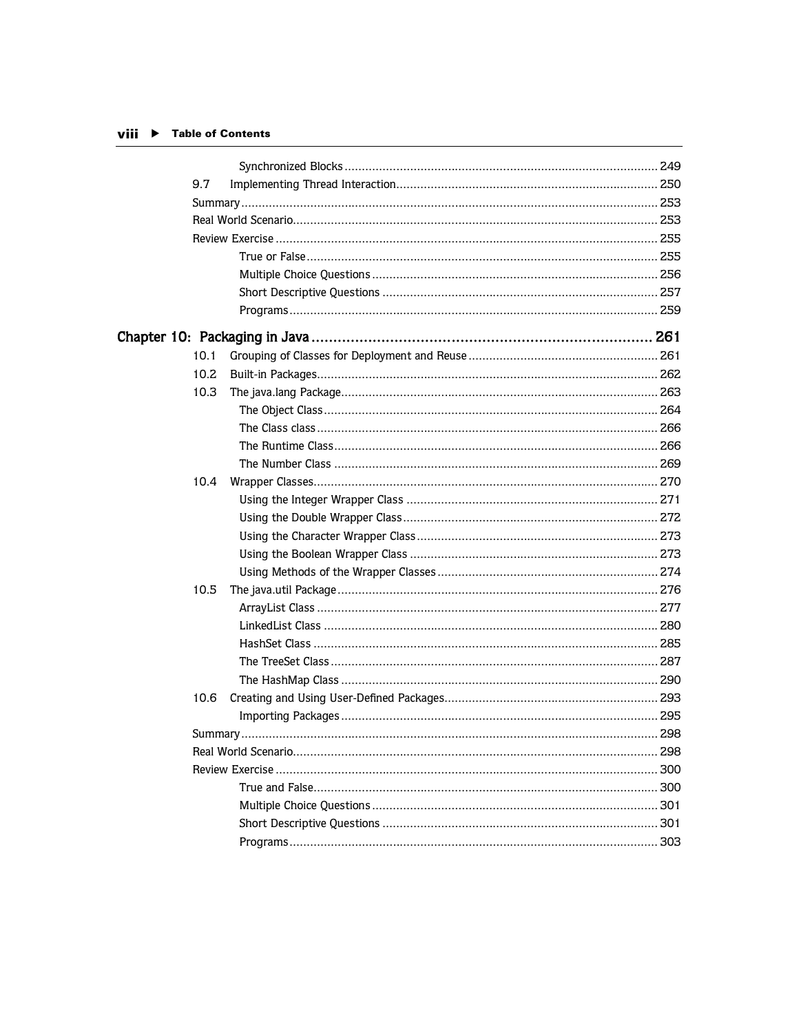Synchronized Blocks ........ 249

9.7 Implementing Thread Interaction ........ 250

Summary ........ 253

Real World Scenario ........ 253

Review Exercise ........ 255

True or False ........ 255

Multiple Choice Questions ........ 256

Short Descriptive Questions ........ 257

Programs ........ 259

## Chapter 10: Packaging in Java ........ 261

10.1 Grouping of Classes for Deployment and Reuse ........ 261

10.2 Built-in Packages ........ 262

10.3 The java.lang Package ........ 263

The Object Class ........ 264

The Class class ........ 266

The Runtime Class ........ 266

The Number Class ........ 269

10.4 Wrapper Classes ........ 270

Using the Integer Wrapper Class ........ 271

Using the Double Wrapper Class ........ 272

Using the Character Wrapper Class ........ 273

Using the Boolean Wrapper Class ........ 273

Using Methods of the Wrapper Classes ........ 274

10.5 The java.util Package ........ 276

ArrayList Class ........ 277

LinkedList Class ........ 280

HashSet Class ........ 285

The TreeSet Class ........ 287

The HashMap Class ........ 290

10.6 Creating and Using User-Defined Packages ........ 293

Importing Packages ........ 295

Summary ........ 298

Real World Scenario ........ 298

Review Exercise ........ 300

True and False ........ 300

Multiple Choice Questions ........ 301

Short Descriptive Questions ........ 301

Programs ........ 303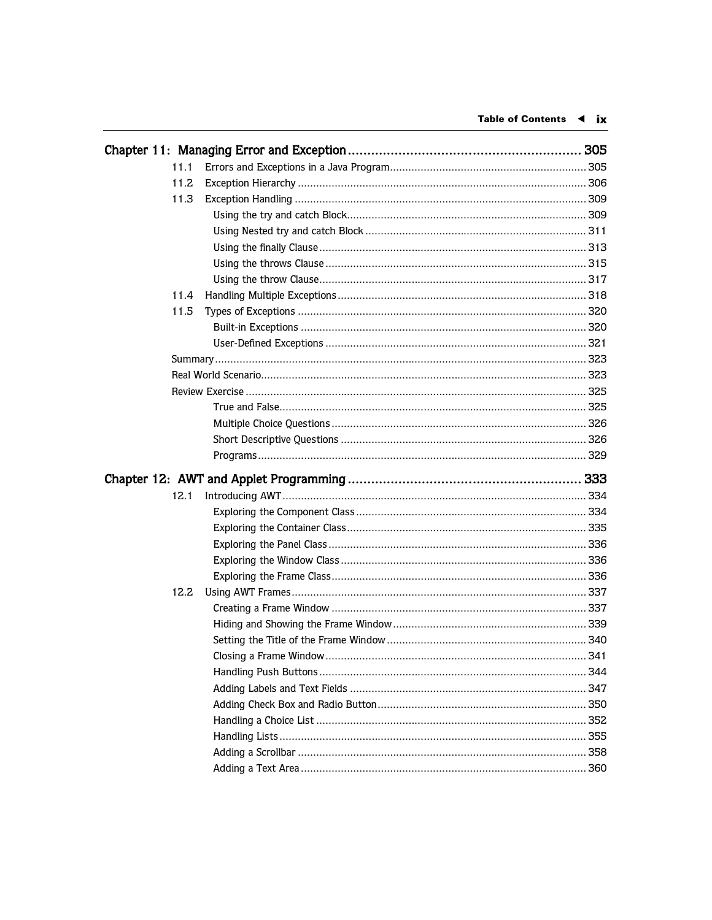**Chapter 11: Managing Error and Exception .......... 305**

- 11.1 Errors and Exceptions in a Java Program .......... 305
- 11.2 Exception Hierarchy .......... 306
- 11.3 Exception Handling .......... 309
  - Using the try and catch Block .......... 309
  - Using Nested try and catch Block .......... 311
  - Using the finally Clause .......... 313
  - Using the throws Clause .......... 315
  - Using the throw Clause .......... 317
- 11.4 Handling Multiple Exceptions .......... 318
- 11.5 Types of Exceptions .......... 320
  - Built-in Exceptions .......... 320
  - User-Defined Exceptions .......... 321
- Summary .......... 323
- Real World Scenario .......... 323
- Review Exercise .......... 325
  - True and False .......... 325
  - Multiple Choice Questions .......... 326
  - Short Descriptive Questions .......... 326
  - Programs .......... 329

**Chapter 12: AWT and Applet Programming .......... 333**

- 12.1 Introducing AWT .......... 334
  - Exploring the Component Class .......... 334
  - Exploring the Container Class .......... 335
  - Exploring the Panel Class .......... 336
  - Exploring the Window Class .......... 336
  - Exploring the Frame Class .......... 336
- 12.2 Using AWT Frames .......... 337
  - Creating a Frame Window .......... 337
  - Hiding and Showing the Frame Window .......... 339
  - Setting the Title of the Frame Window .......... 340
  - Closing a Frame Window .......... 341
  - Handling Push Buttons .......... 344
  - Adding Labels and Text Fields .......... 347
  - Adding Check Box and Radio Button .......... 350
  - Handling a Choice List .......... 352
  - Handling Lists .......... 355
  - Adding a Scrollbar .......... 358
  - Adding a Text Area .......... 360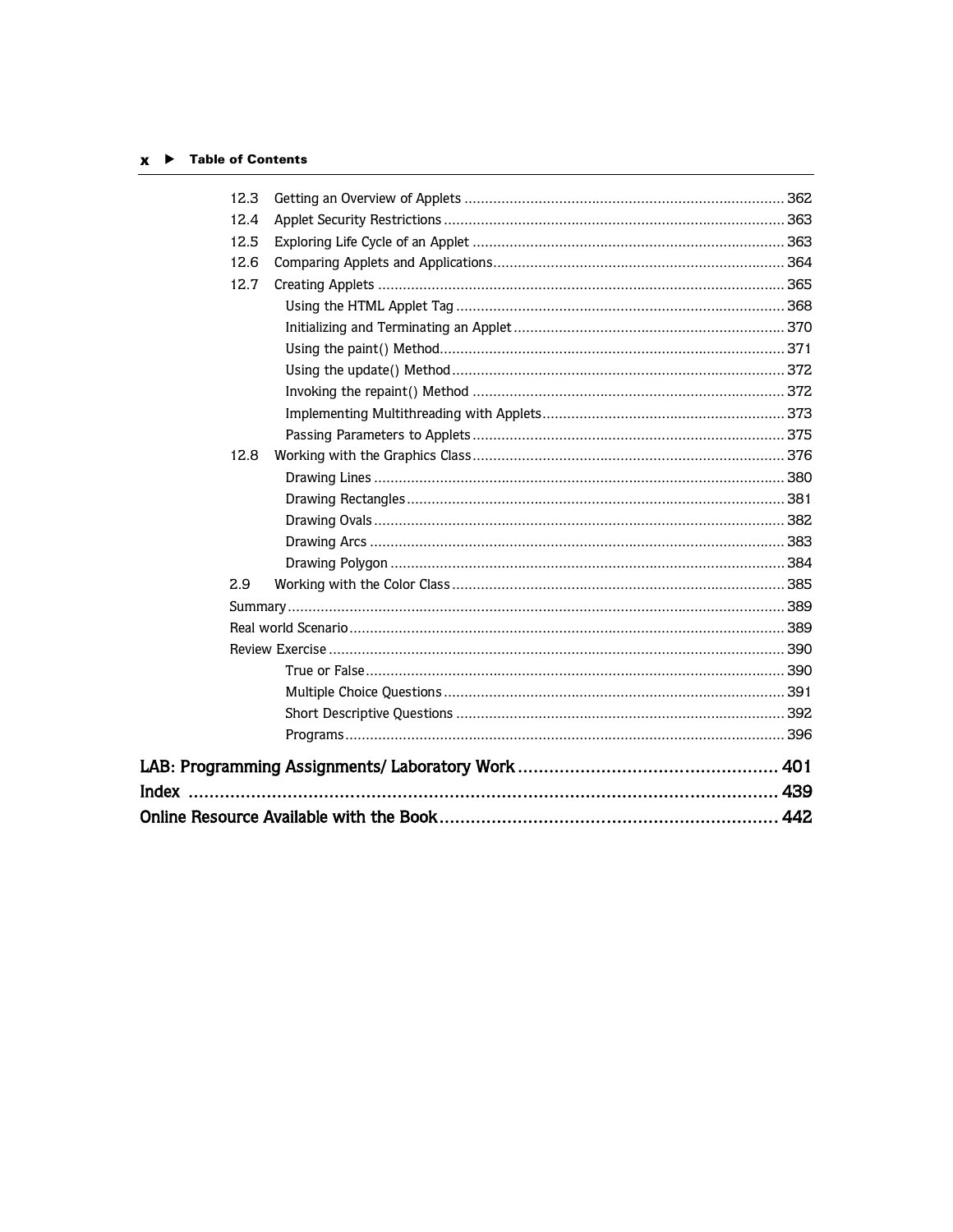12.3 Getting an Overview of Applets ..... 362
12.4 Applet Security Restrictions ..... 363
12.5 Exploring Life Cycle of an Applet ..... 363
12.6 Comparing Applets and Applications ..... 364
12.7 Creating Applets ..... 365
- Using the HTML Applet Tag ..... 368
- Initializing and Terminating an Applet ..... 370
- Using the paint() Method ..... 371
- Using the update() Method ..... 372
- Invoking the repaint() Method ..... 372
- Implementing Multithreading with Applets ..... 373
- Passing Parameters to Applets ..... 375

12.8 Working with the Graphics Class ..... 376
- Drawing Lines ..... 380
- Drawing Rectangles ..... 381
- Drawing Ovals ..... 382
- Drawing Arcs ..... 383
- Drawing Polygon ..... 384

2.9 Working with the Color Class ..... 385

Summary ..... 389

Real world Scenario ..... 389

Review Exercise ..... 390
- True or False ..... 390
- Multiple Choice Questions ..... 391
- Short Descriptive Questions ..... 392
- Programs ..... 396

**LAB: Programming Assignments/ Laboratory Work ..... 401**

**Index ..... 439**

**Online Resource Available with the Book ..... 442**